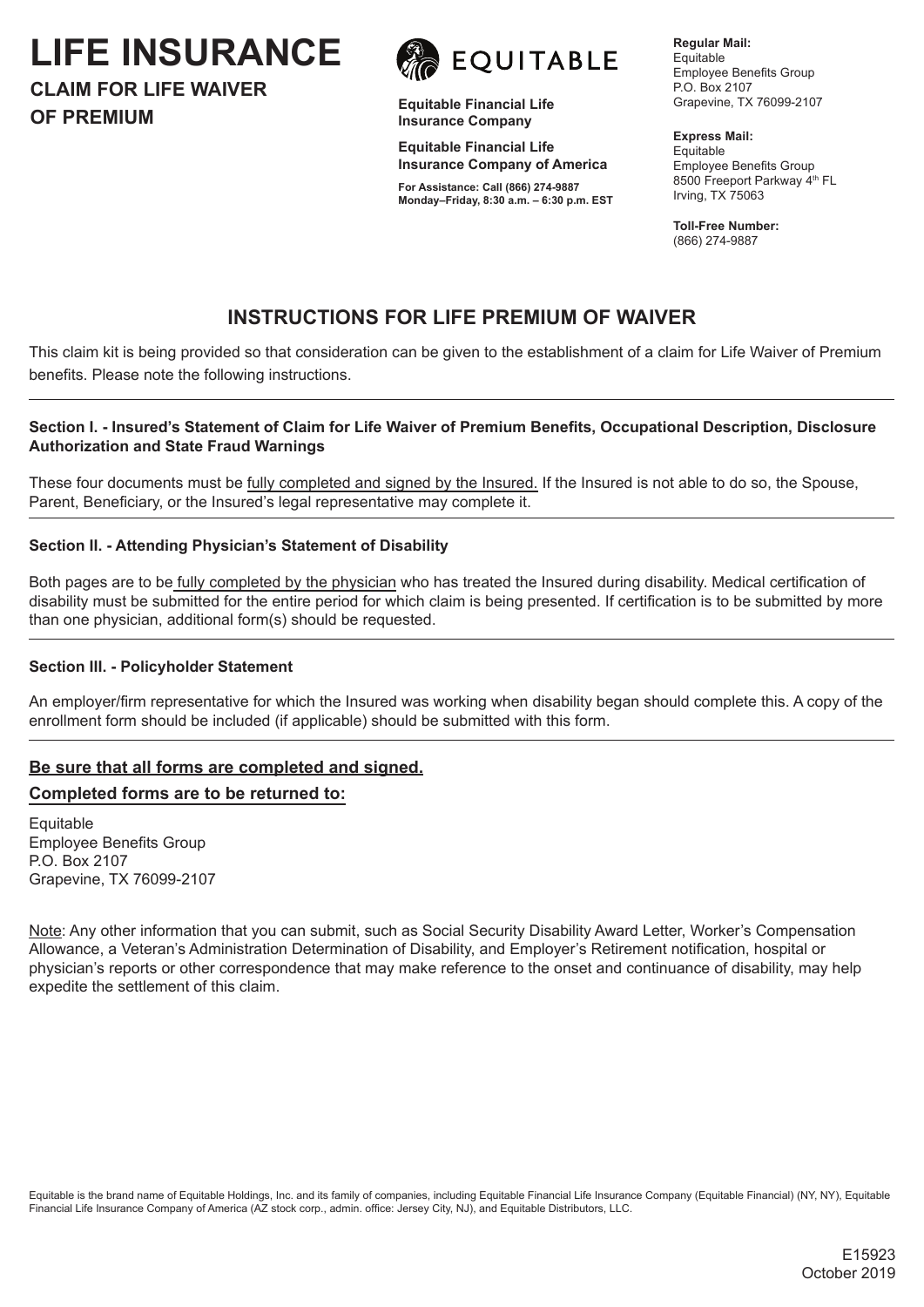# LIFE INSURANCE

## CLAIM FOR LIFE WAIVER OF PREMIUM

EQUITABLE

**Equitable Financial Life Insurance Company**

**Equitable Financial Life Insurance Company of America**

**For Assistance: Call (866) 274-9887 Monday–Friday, 8:30 a.m. – 6:30 p.m. EST**

**Regular Mail:**
Equitable
Employee Benefits Group
P.O. Box 2107
Grapevine, TX 76099-2107

**Express Mail:**
Equitable
Employee Benefits Group
8500 Freeport Parkway 4th FL
Irving, TX 75063

**Toll-Free Number:**
(866) 274-9887

## INSTRUCTIONS FOR LIFE PREMIUM OF WAIVER

This claim kit is being provided so that consideration can be given to the establishment of a claim for Life Waiver of Premium benefits. Please note the following instructions.

---

**Section I. - Insured's Statement of Claim for Life Waiver of Premium Benefits, Occupational Description, Disclosure Authorization and State Fraud Warnings**

These four documents must be fully completed and signed by the Insured. If the Insured is not able to do so, the Spouse, Parent, Beneficiary, or the Insured's legal representative may complete it.

---

**Section II. - Attending Physician's Statement of Disability**

Both pages are to be fully completed by the physician who has treated the Insured during disability. Medical certification of disability must be submitted for the entire period for which claim is being presented. If certification is to be submitted by more than one physician, additional form(s) should be requested.

---

**Section III. - Policyholder Statement**

An employer/firm representative for which the Insured was working when disability began should complete this. A copy of the enrollment form should be included (if applicable) should be submitted with this form.

---

**Be sure that all forms are completed and signed.**

**Completed forms are to be returned to:**

Equitable
Employee Benefits Group
P.O. Box 2107
Grapevine, TX 76099-2107

Note: Any other information that you can submit, such as Social Security Disability Award Letter, Worker's Compensation Allowance, a Veteran's Administration Determination of Disability, and Employer's Retirement notification, hospital or physician's reports or other correspondence that may make reference to the onset and continuance of disability, may help expedite the settlement of this claim.

Equitable is the brand name of Equitable Holdings, Inc. and its family of companies, including Equitable Financial Life Insurance Company (Equitable Financial) (NY, NY), Equitable Financial Life Insurance Company of America (AZ stock corp., admin. office: Jersey City, NJ), and Equitable Distributors, LLC.

E15923
October 2019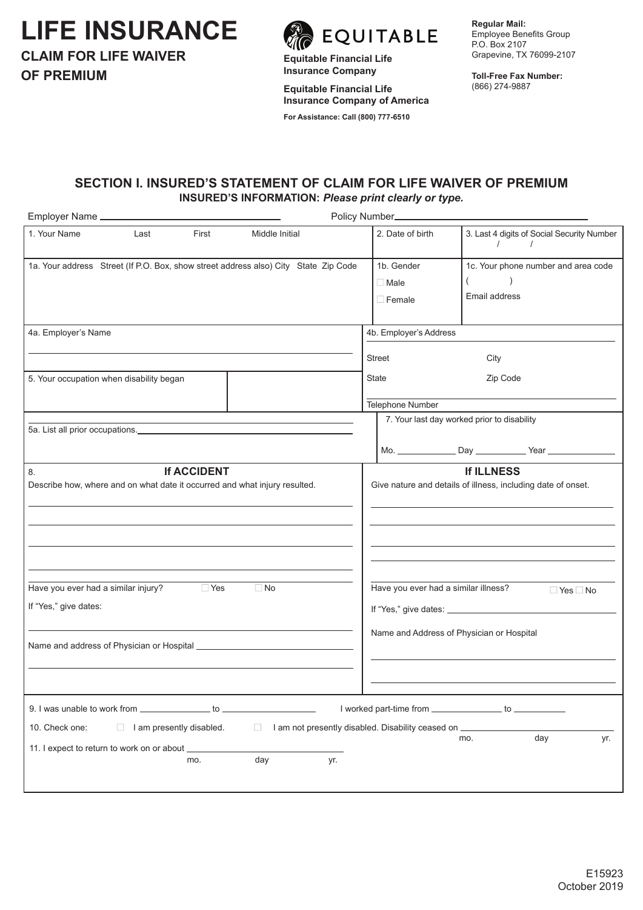# LIFE INSURANCE

## CLAIM FOR LIFE WAIVER OF PREMIUM

EQUITABLE

**Equitable Financial Life Insurance Company**

**Equitable Financial Life Insurance Company of America**

**For Assistance: Call (800) 777-6510**

**Regular Mail:**
Employee Benefits Group
P.O. Box 2107
Grapevine, TX 76099-2107

**Toll-Free Fax Number:**
(866) 274-9887

### SECTION I. INSURED'S STATEMENT OF CLAIM FOR LIFE WAIVER OF PREMIUM

**INSURED'S INFORMATION:** ***Please print clearly or type.***

Employer Name ____________________ Policy Number____________________

| 1. Your Name Last First Middle Initial | 2. Date of birth | 3. Last 4 digits of Social Security Number / / |
|---|---|---|
| 1a. Your address Street (If P.O. Box, show street address also) City State Zip Code | 1b. Gender ☐ Male ☐ Female | 1c. Your phone number and area code ( ) Email address |

| 4a. Employer's Name | 4b. Employer's Address Street City State Zip Code Telephone Number |
|---|---|
| 5. Your occupation when disability began | |
| 5a. List all prior occupations. | 7. Your last day worked prior to disability Mo. ________ Day ________ Year ________ |

| 8. **If ACCIDENT** | **If ILLNESS** |
|---|---|
| Describe how, where and on what date it occurred and what injury resulted. | Give nature and details of illness, including date of onset. |
| Have you ever had a similar injury? ☐ Yes ☐ No | Have you ever had a similar illness? ☐ Yes ☐ No |
| If "Yes," give dates: | If "Yes," give dates: ____________ |
| Name and address of Physician or Hospital ____________ | Name and Address of Physician or Hospital |

9. I was unable to work from ____________ to ____________ I worked part-time from ____________ to ____________

10. Check one: ☐ I am presently disabled. ☐ I am not presently disabled. Disability ceased on ____________ mo. day yr.

11. I expect to return to work on or about ____________ mo. day yr.

E15923
October 2019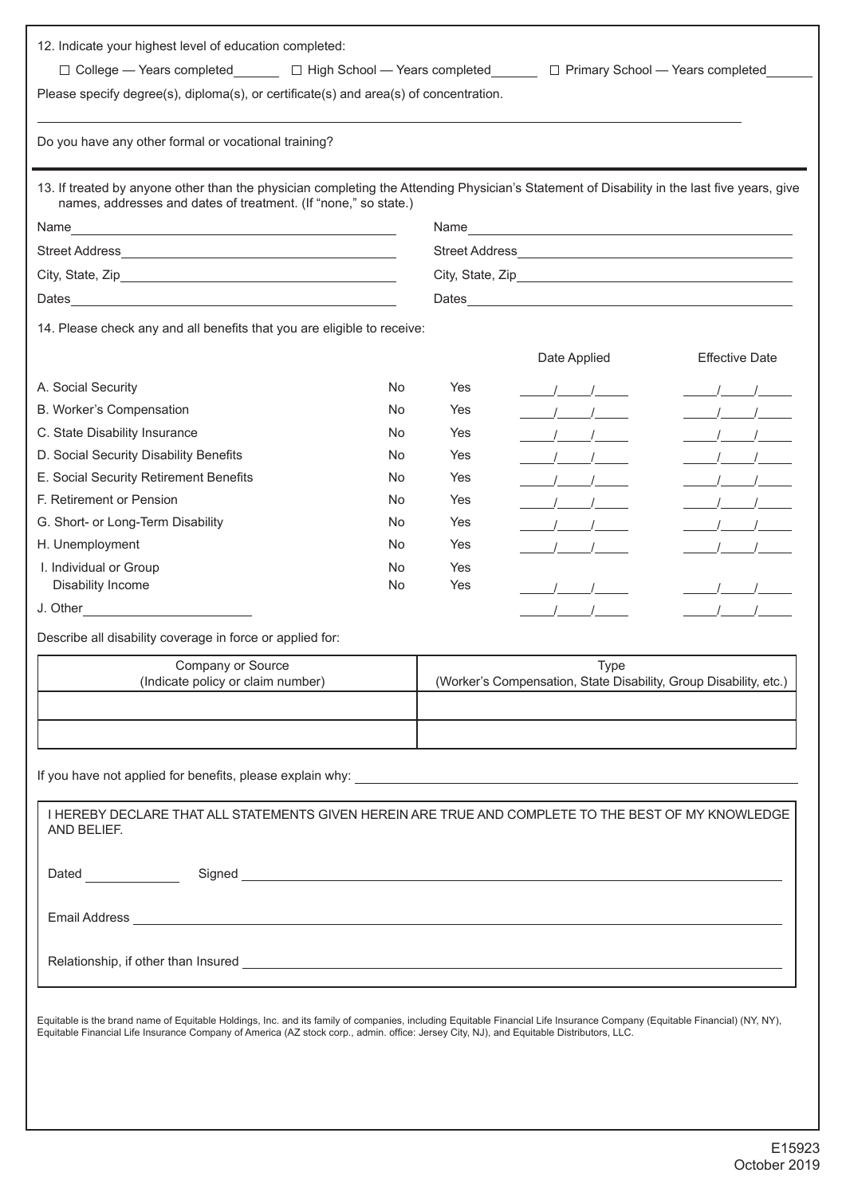12. Indicate your highest level of education completed:

☐ College — Years completed______ ☐ High School — Years completed______ ☐ Primary School — Years completed______

Please specify degree(s), diploma(s), or certificate(s) and area(s) of concentration.

______________________________________________________________________

Do you have any other formal or vocational training?

---

13. If treated by anyone other than the physician completing the Attending Physician's Statement of Disability in the last five years, give names, addresses and dates of treatment. (If "none," so state.)

| | |
|---|---|
| Name______________________ | Name______________________ |
| Street Address______________________ | Street Address______________________ |
| City, State, Zip______________________ | City, State, Zip______________________ |
| Dates______________________ | Dates______________________ |

14. Please check any and all benefits that you are eligible to receive:

| | | | Date Applied | Effective Date |
|---|---|---|---|---|
| A. Social Security | No | Yes | ____/____/____ | ____/____/____ |
| B. Worker's Compensation | No | Yes | ____/____/____ | ____/____/____ |
| C. State Disability Insurance | No | Yes | ____/____/____ | ____/____/____ |
| D. Social Security Disability Benefits | No | Yes | ____/____/____ | ____/____/____ |
| E. Social Security Retirement Benefits | No | Yes | ____/____/____ | ____/____/____ |
| F. Retirement or Pension | No | Yes | ____/____/____ | ____/____/____ |
| G. Short- or Long-Term Disability | No | Yes | ____/____/____ | ____/____/____ |
| H. Unemployment | No | Yes | ____/____/____ | ____/____/____ |
| I. Individual or Group Disability Income | No<br>No | Yes<br>Yes | ____/____/____ | ____/____/____ |
| J. Other______________ | | | ____/____/____ | ____/____/____ |

Describe all disability coverage in force or applied for:

| Company or Source<br>(Indicate policy or claim number) | Type<br>(Worker's Compensation, State Disability, Group Disability, etc.) |
|---|---|
| | |
| | |

If you have not applied for benefits, please explain why: ______________________________________

I HEREBY DECLARE THAT ALL STATEMENTS GIVEN HEREIN ARE TRUE AND COMPLETE TO THE BEST OF MY KNOWLEDGE AND BELIEF.

Dated __________ Signed ______________________________________

Email Address ______________________________________

Relationship, if other than Insured ______________________________________

Equitable is the brand name of Equitable Holdings, Inc. and its family of companies, including Equitable Financial Life Insurance Company (Equitable Financial) (NY, NY), Equitable Financial Life Insurance Company of America (AZ stock corp., admin. office: Jersey City, NJ), and Equitable Distributors, LLC.

E15923
October 2019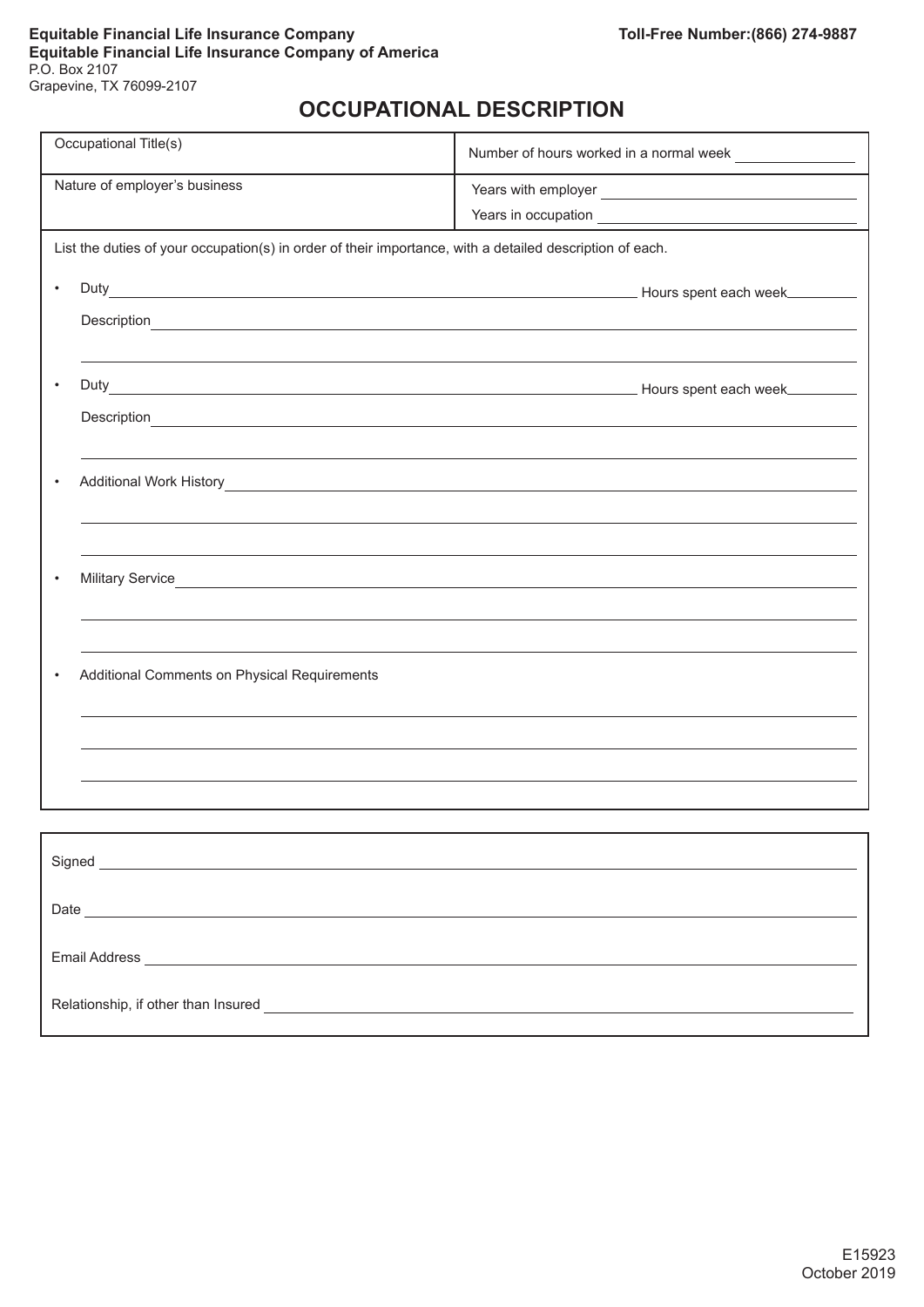**Equitable Financial Life Insurance Company**
**Equitable Financial Life Insurance Company of America**
P.O. Box 2107
Grapevine, TX 76099-2107

**Toll-Free Number:(866) 274-9887**

# OCCUPATIONAL DESCRIPTION

| Occupational Title(s) | Number of hours worked in a normal week \_\_\_\_\_\_\_\_\_\_ |
|---|---|
| Nature of employer's business | Years with employer \_\_\_\_\_\_\_\_\_\_<br>Years in occupation \_\_\_\_\_\_\_\_\_\_ |

List the duties of your occupation(s) in order of their importance, with a detailed description of each.

- Duty \_\_\_\_\_\_\_\_\_\_\_\_\_\_\_\_\_\_\_\_ Hours spent each week \_\_\_\_\_\_\_\_\_\_
  Description \_\_\_\_\_\_\_\_\_\_\_\_\_\_\_\_\_\_\_\_
- Duty \_\_\_\_\_\_\_\_\_\_\_\_\_\_\_\_\_\_\_\_ Hours spent each week \_\_\_\_\_\_\_\_\_\_
  Description \_\_\_\_\_\_\_\_\_\_\_\_\_\_\_\_\_\_\_\_
- Additional Work History \_\_\_\_\_\_\_\_\_\_\_\_\_\_\_\_\_\_\_\_
- Military Service \_\_\_\_\_\_\_\_\_\_\_\_\_\_\_\_\_\_\_\_
- Additional Comments on Physical Requirements \_\_\_\_\_\_\_\_\_\_\_\_\_\_\_\_\_\_\_\_

Signed \_\_\_\_\_\_\_\_\_\_\_\_\_\_\_\_\_\_\_\_

Date \_\_\_\_\_\_\_\_\_\_\_\_\_\_\_\_\_\_\_\_

Email Address \_\_\_\_\_\_\_\_\_\_\_\_\_\_\_\_\_\_\_\_

Relationship, if other than Insured \_\_\_\_\_\_\_\_\_\_\_\_\_\_\_\_\_\_\_\_

E15923
October 2019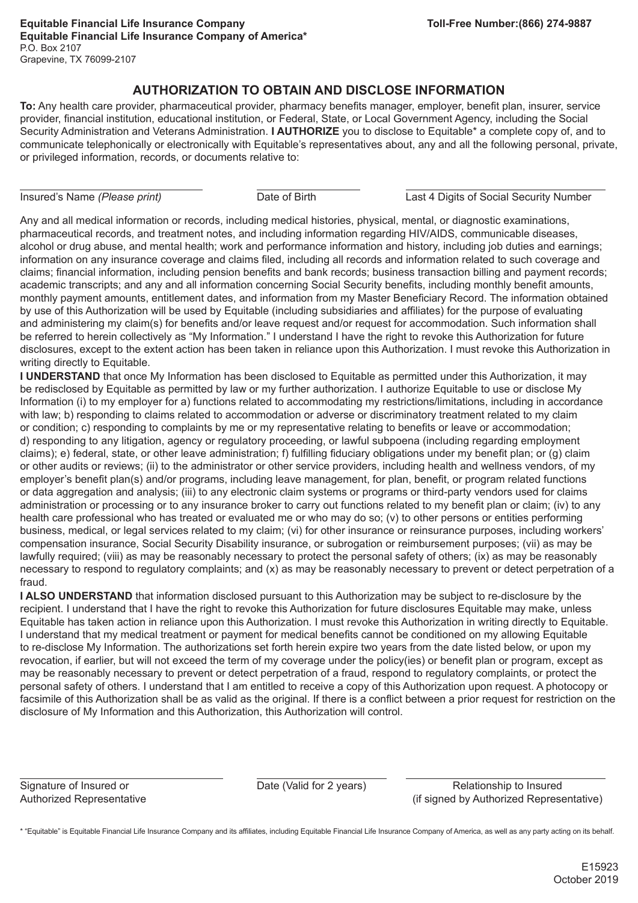**Equitable Financial Life Insurance Company**
**Equitable Financial Life Insurance Company of America***
P.O. Box 2107
Grapevine, TX 76099-2107

**Toll-Free Number:(866) 274-9887**

## AUTHORIZATION TO OBTAIN AND DISCLOSE INFORMATION

**To:** Any health care provider, pharmaceutical provider, pharmacy benefits manager, employer, benefit plan, insurer, service provider, financial institution, educational institution, or Federal, State, or Local Government Agency, including the Social Security Administration and Veterans Administration. **I AUTHORIZE** you to disclose to Equitable* a complete copy of, and to communicate telephonically or electronically with Equitable's representatives about, any and all the following personal, private, or privileged information, records, or documents relative to:

| \_\_\_\_\_\_\_\_\_\_\_\_\_\_\_\_\_\_\_\_\_\_\_\_\_ | \_\_\_\_\_\_\_\_\_\_\_\_\_\_\_ | \_\_\_\_\_\_\_\_\_\_\_\_\_\_\_\_\_\_\_\_\_\_\_\_\_ |
|---|---|---|
| Insured's Name *(Please print)* | Date of Birth | Last 4 Digits of Social Security Number |

Any and all medical information or records, including medical histories, physical, mental, or diagnostic examinations, pharmaceutical records, and treatment notes, and including information regarding HIV/AIDS, communicable diseases, alcohol or drug abuse, and mental health; work and performance information and history, including job duties and earnings; information on any insurance coverage and claims filed, including all records and information related to such coverage and claims; financial information, including pension benefits and bank records; business transaction billing and payment records; academic transcripts; and any and all information concerning Social Security benefits, including monthly benefit amounts, monthly payment amounts, entitlement dates, and information from my Master Beneficiary Record. The information obtained by use of this Authorization will be used by Equitable (including subsidiaries and affiliates) for the purpose of evaluating and administering my claim(s) for benefits and/or leave request and/or request for accommodation. Such information shall be referred to herein collectively as "My Information." I understand I have the right to revoke this Authorization for future disclosures, except to the extent action has been taken in reliance upon this Authorization. I must revoke this Authorization in writing directly to Equitable.

**I UNDERSTAND** that once My Information has been disclosed to Equitable as permitted under this Authorization, it may be redisclosed by Equitable as permitted by law or my further authorization. I authorize Equitable to use or disclose My Information (i) to my employer for a) functions related to accommodating my restrictions/limitations, including in accordance with law; b) responding to claims related to accommodation or adverse or discriminatory treatment related to my claim or condition; c) responding to complaints by me or my representative relating to benefits or leave or accommodation; d) responding to any litigation, agency or regulatory proceeding, or lawful subpoena (including regarding employment claims); e) federal, state, or other leave administration; f) fulfilling fiduciary obligations under my benefit plan; or (g) claim or other audits or reviews; (ii) to the administrator or other service providers, including health and wellness vendors, of my employer's benefit plan(s) and/or programs, including leave management, for plan, benefit, or program related functions or data aggregation and analysis; (iii) to any electronic claim systems or programs or third-party vendors used for claims administration or processing or to any insurance broker to carry out functions related to my benefit plan or claim; (iv) to any health care professional who has treated or evaluated me or who may do so; (v) to other persons or entities performing business, medical, or legal services related to my claim; (vi) for other insurance or reinsurance purposes, including workers' compensation insurance, Social Security Disability insurance, or subrogation or reimbursement purposes; (vii) as may be lawfully required; (viii) as may be reasonably necessary to protect the personal safety of others; (ix) as may be reasonably necessary to respond to regulatory complaints; and (x) as may be reasonably necessary to prevent or detect perpetration of a fraud.

**I ALSO UNDERSTAND** that information disclosed pursuant to this Authorization may be subject to re-disclosure by the recipient. I understand that I have the right to revoke this Authorization for future disclosures Equitable may make, unless Equitable has taken action in reliance upon this Authorization. I must revoke this Authorization in writing directly to Equitable. I understand that my medical treatment or payment for medical benefits cannot be conditioned on my allowing Equitable to re-disclose My Information. The authorizations set forth herein expire two years from the date listed below, or upon my revocation, if earlier, but will not exceed the term of my coverage under the policy(ies) or benefit plan or program, except as may be reasonably necessary to prevent or detect perpetration of a fraud, respond to regulatory complaints, or protect the personal safety of others. I understand that I am entitled to receive a copy of this Authorization upon request. A photocopy or facsimile of this Authorization shall be as valid as the original. If there is a conflict between a prior request for restriction on the disclosure of My Information and this Authorization, this Authorization will control.

| \_\_\_\_\_\_\_\_\_\_\_\_\_\_\_\_\_\_\_\_\_\_\_\_\_ | \_\_\_\_\_\_\_\_\_\_\_\_\_\_\_ | \_\_\_\_\_\_\_\_\_\_\_\_\_\_\_\_\_\_\_\_\_\_\_\_\_ |
|---|---|---|
| Signature of Insured or Authorized Representative | Date (Valid for 2 years) | Relationship to Insured (if signed by Authorized Representative) |

* "Equitable" is Equitable Financial Life Insurance Company and its affiliates, including Equitable Financial Life Insurance Company of America, as well as any party acting on its behalf.

E15923
October 2019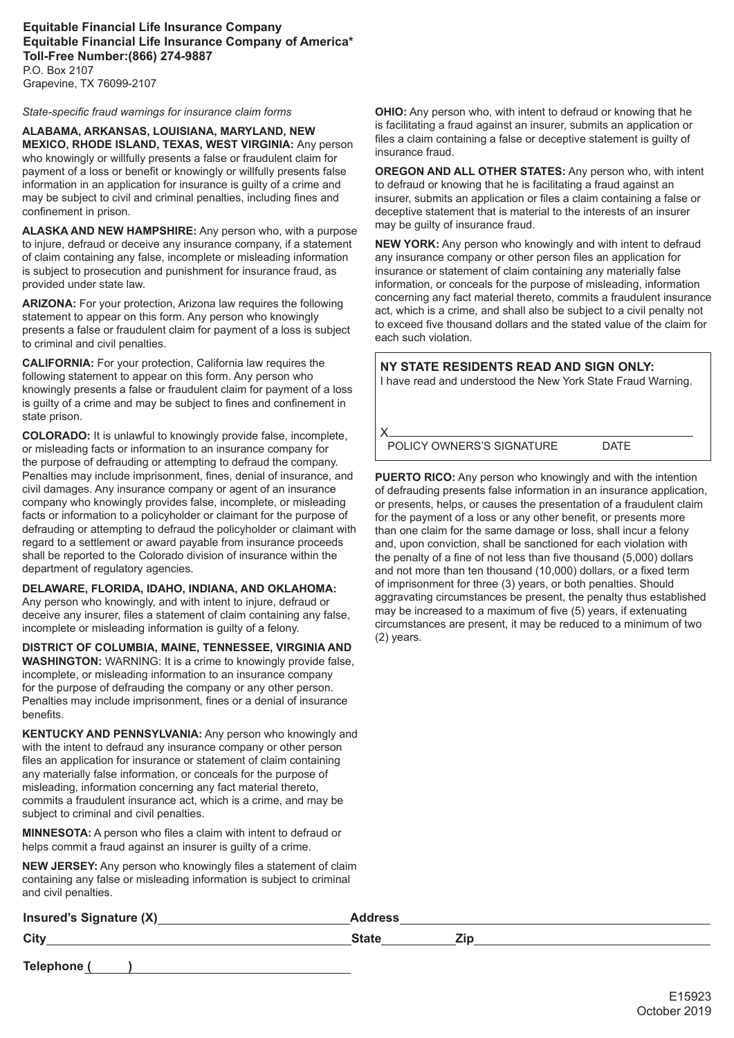**Equitable Financial Life Insurance Company**
**Equitable Financial Life Insurance Company of America***
**Toll-Free Number:(866) 274-9887**
P.O. Box 2107
Grapevine, TX 76099-2107

*State-specific fraud warnings for insurance claim forms*

**ALABAMA, ARKANSAS, LOUISIANA, MARYLAND, NEW MEXICO, RHODE ISLAND, TEXAS, WEST VIRGINIA:** Any person who knowingly or willfully presents a false or fraudulent claim for payment of a loss or benefit or knowingly or willfully presents false information in an application for insurance is guilty of a crime and may be subject to civil and criminal penalties, including fines and confinement in prison.

**ALASKA AND NEW HAMPSHIRE:** Any person who, with a purpose to injure, defraud or deceive any insurance company, if a statement of claim containing any false, incomplete or misleading information is subject to prosecution and punishment for insurance fraud, as provided under state law.

**ARIZONA:** For your protection, Arizona law requires the following statement to appear on this form. Any person who knowingly presents a false or fraudulent claim for payment of a loss is subject to criminal and civil penalties.

**CALIFORNIA:** For your protection, California law requires the following statement to appear on this form. Any person who knowingly presents a false or fraudulent claim for payment of a loss is guilty of a crime and may be subject to fines and confinement in state prison.

**COLORADO:** It is unlawful to knowingly provide false, incomplete, or misleading facts or information to an insurance company for the purpose of defrauding or attempting to defraud the company. Penalties may include imprisonment, fines, denial of insurance, and civil damages. Any insurance company or agent of an insurance company who knowingly provides false, incomplete, or misleading facts or information to a policyholder or claimant for the purpose of defrauding or attempting to defraud the policyholder or claimant with regard to a settlement or award payable from insurance proceeds shall be reported to the Colorado division of insurance within the department of regulatory agencies.

**DELAWARE, FLORIDA, IDAHO, INDIANA, AND OKLAHOMA:** Any person who knowingly, and with intent to injure, defraud or deceive any insurer, files a statement of claim containing any false, incomplete or misleading information is guilty of a felony.

**DISTRICT OF COLUMBIA, MAINE, TENNESSEE, VIRGINIA AND WASHINGTON:** WARNING: It is a crime to knowingly provide false, incomplete, or misleading information to an insurance company for the purpose of defrauding the company or any other person. Penalties may include imprisonment, fines or a denial of insurance benefits.

**KENTUCKY AND PENNSYLVANIA:** Any person who knowingly and with the intent to defraud any insurance company or other person files an application for insurance or statement of claim containing any materially false information, or conceals for the purpose of misleading, information concerning any fact material thereto, commits a fraudulent insurance act, which is a crime, and may be subject to criminal and civil penalties.

**MINNESOTA:** A person who files a claim with intent to defraud or helps commit a fraud against an insurer is guilty of a crime.

**NEW JERSEY:** Any person who knowingly files a statement of claim containing any false or misleading information is subject to criminal and civil penalties.

**OHIO:** Any person who, with intent to defraud or knowing that he is facilitating a fraud against an insurer, submits an application or files a claim containing a false or deceptive statement is guilty of insurance fraud.

**OREGON AND ALL OTHER STATES:** Any person who, with intent to defraud or knowing that he is facilitating a fraud against an insurer, submits an application or files a claim containing a false or deceptive statement that is material to the interests of an insurer may be guilty of insurance fraud.

**NEW YORK:** Any person who knowingly and with intent to defraud any insurance company or other person files an application for insurance or statement of claim containing any materially false information, or conceals for the purpose of misleading, information concerning any fact material thereto, commits a fraudulent insurance act, which is a crime, and shall also be subject to a civil penalty not to exceed five thousand dollars and the stated value of the claim for each such violation.

**NY STATE RESIDENTS READ AND SIGN ONLY:**
I have read and understood the New York State Fraud Warning.

X______________________________________________
POLICY OWNERS'S SIGNATURE DATE

**PUERTO RICO:** Any person who knowingly and with the intention of defrauding presents false information in an insurance application, or presents, helps, or causes the presentation of a fraudulent claim for the payment of a loss or any other benefit, or presents more than one claim for the same damage or loss, shall incur a felony and, upon conviction, shall be sanctioned for each violation with the penalty of a fine of not less than five thousand (5,000) dollars and not more than ten thousand (10,000) dollars, or a fixed term of imprisonment for three (3) years, or both penalties. Should aggravating circumstances be present, the penalty thus established may be increased to a maximum of five (5) years, if extenuating circumstances are present, it may be reduced to a minimum of two (2) years.

**Insured's Signature (X)**________________________ **Address**________________________

**City**________________________ **State**__________ **Zip**________________________

**Telephone (**______**)**________________________

E15923
October 2019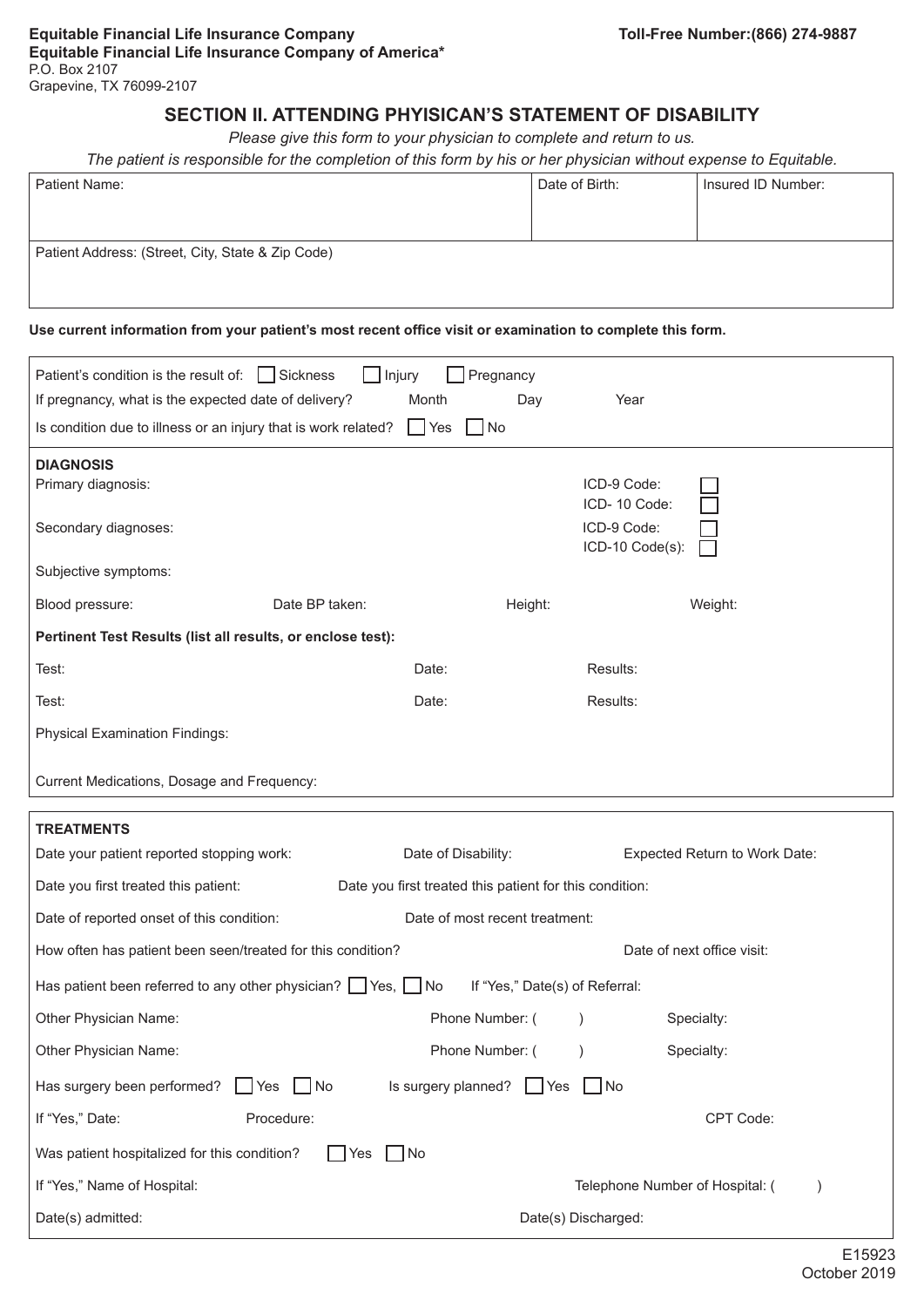**Equitable Financial Life Insurance Company**
**Equitable Financial Life Insurance Company of America***
P.O. Box 2107
Grapevine, TX 76099-2107

**Toll-Free Number:(866) 274-9887**

## SECTION II. ATTENDING PHYSICAN'S STATEMENT OF DISABILITY

*Please give this form to your physician to complete and return to us.*

*The patient is responsible for the completion of this form by his or her physician without expense to Equitable.*

| Patient Name: | Date of Birth: | Insured ID Number: |
|---|---|---|
| Patient Address: (Street, City, State & Zip Code) | | |

**Use current information from your patient's most recent office visit or examination to complete this form.**

Patient's condition is the result of: ☐ Sickness ☐ Injury ☐ Pregnancy

If pregnancy, what is the expected date of delivery? Month Day Year

Is condition due to illness or an injury that is work related? ☐ Yes ☐ No

**DIAGNOSIS**

Primary diagnosis: ICD-9 Code: ☐ ICD- 10 Code: ☐

Secondary diagnoses: ICD-9 Code: ☐ ICD-10 Code(s): ☐

Subjective symptoms:

Blood pressure: Date BP taken: Height: Weight:

**Pertinent Test Results (list all results, or enclose test):**

Test: Date: Results:

Test: Date: Results:

Physical Examination Findings:

Current Medications, Dosage and Frequency:

**TREATMENTS**

Date your patient reported stopping work: Date of Disability: Expected Return to Work Date:

Date you first treated this patient: Date you first treated this patient for this condition:

Date of reported onset of this condition: Date of most recent treatment:

How often has patient been seen/treated for this condition? Date of next office visit:

Has patient been referred to any other physician? ☐ Yes, ☐ No If "Yes," Date(s) of Referral:

Other Physician Name: Phone Number: ( ) Specialty:

Other Physician Name: Phone Number: ( ) Specialty:

Has surgery been performed? ☐ Yes ☐ No Is surgery planned? ☐ Yes ☐ No

If "Yes," Date: Procedure: CPT Code:

Was patient hospitalized for this condition? ☐ Yes ☐ No

If "Yes," Name of Hospital: Telephone Number of Hospital: ( )

Date(s) admitted: Date(s) Discharged:

E15923
October 2019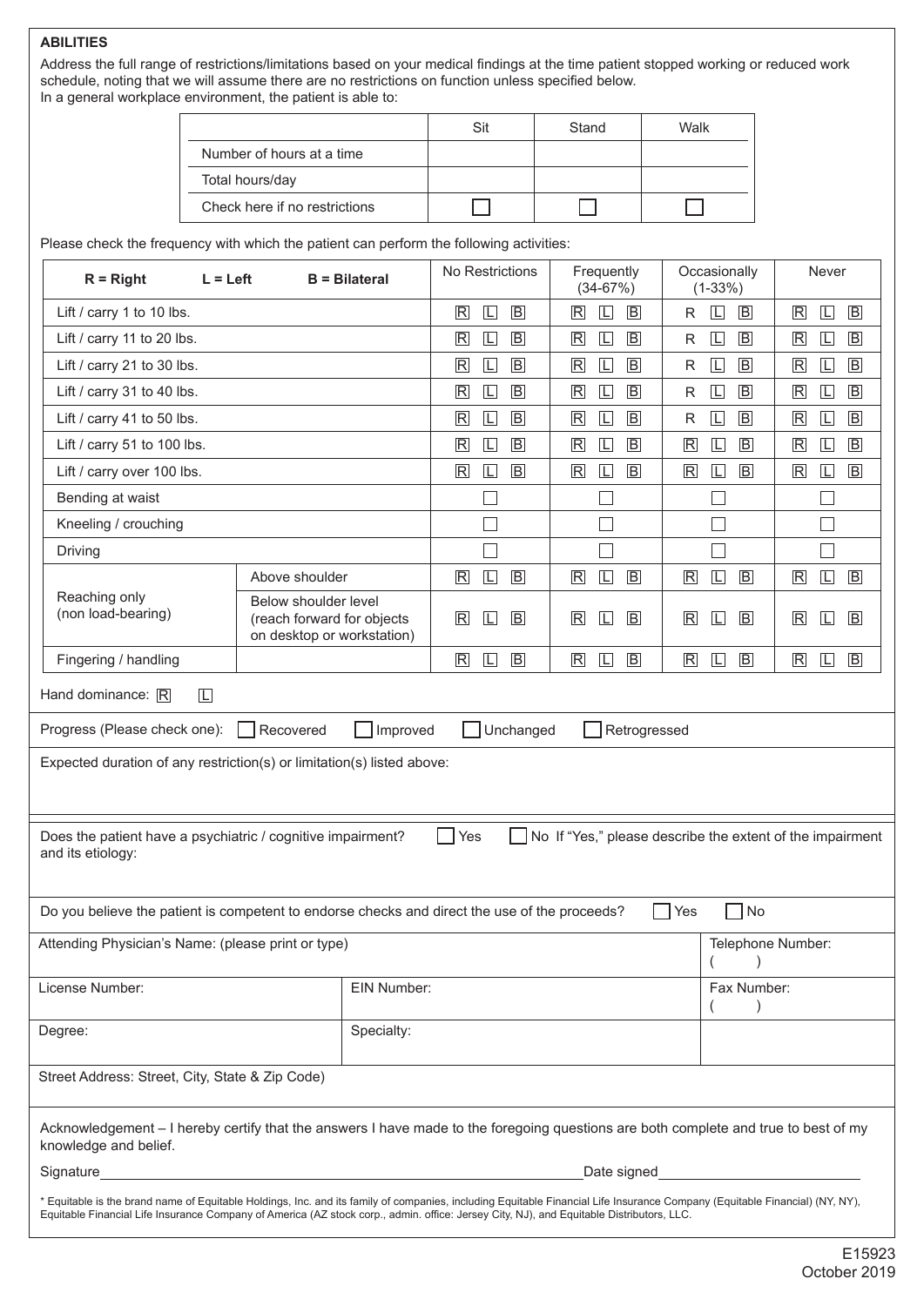**ABILITIES**

Address the full range of restrictions/limitations based on your medical findings at the time patient stopped working or reduced work schedule, noting that we will assume there are no restrictions on function unless specified below.
In a general workplace environment, the patient is able to:

| | Sit | Stand | Walk |
|---|---|---|---|
| Number of hours at a time | | | |
| Total hours/day | | | |
| Check here if no restrictions | ☐ | ☐ | ☐ |

Please check the frequency with which the patient can perform the following activities:

| R = Right L = Left B = Bilateral | | No Restrictions | Frequently (34-67%) | Occasionally (1-33%) | Never |
|---|---|---|---|---|---|
| Lift / carry 1 to 10 lbs. | | R L B | R L B | R L B | R L B |
| Lift / carry 11 to 20 lbs. | | R L B | R L B | R L B | R L B |
| Lift / carry 21 to 30 lbs. | | R L B | R L B | R L B | R L B |
| Lift / carry 31 to 40 lbs. | | R L B | R L B | R L B | R L B |
| Lift / carry 41 to 50 lbs. | | R L B | R L B | R L B | R L B |
| Lift / carry 51 to 100 lbs. | | R L B | R L B | R L B | R L B |
| Lift / carry over 100 lbs. | | R L B | R L B | R L B | R L B |
| Bending at waist | | ☐ | ☐ | ☐ | ☐ |
| Kneeling / crouching | | ☐ | ☐ | ☐ | ☐ |
| Driving | | ☐ | ☐ | ☐ | ☐ |
| Reaching only (non load-bearing) | Above shoulder | R L B | R L B | R L B | R L B |
| | Below shoulder level (reach forward for objects on desktop or workstation) | R L B | R L B | R L B | R L B |
| Fingering / handling | | R L B | R L B | R L B | R L B |

Hand dominance: R L

Progress (Please check one): ☐ Recovered ☐ Improved ☐ Unchanged ☐ Retrogressed

Expected duration of any restriction(s) or limitation(s) listed above:

Does the patient have a psychiatric / cognitive impairment? ☐ Yes ☐ No If "Yes," please describe the extent of the impairment and its etiology:

Do you believe the patient is competent to endorse checks and direct the use of the proceeds? ☐ Yes ☐ No

| Attending Physician's Name: (please print or type) | | Telephone Number: ( ) |
|---|---|---|
| License Number: | EIN Number: | Fax Number: ( ) |
| Degree: | Specialty: | |
| Street Address: Street, City, State & Zip Code) | | |

Acknowledgement – I hereby certify that the answers I have made to the foregoing questions are both complete and true to best of my knowledge and belief.

Signature\_\_\_\_\_\_\_\_\_\_\_\_\_\_\_\_\_\_\_\_\_\_\_\_\_\_\_\_\_\_\_\_\_\_\_\_ Date signed\_\_\_\_\_\_\_\_\_\_\_\_\_\_\_\_\_\_\_\_

* Equitable is the brand name of Equitable Holdings, Inc. and its family of companies, including Equitable Financial Life Insurance Company (Equitable Financial) (NY, NY), Equitable Financial Life Insurance Company of America (AZ stock corp., admin. office: Jersey City, NJ), and Equitable Distributors, LLC.

E15923
October 2019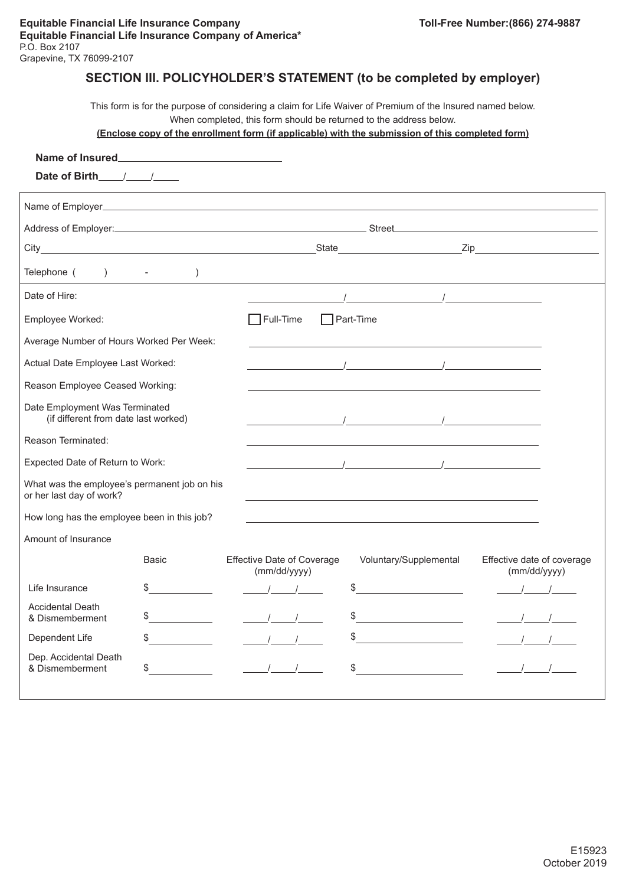**Equitable Financial Life Insurance Company**
**Equitable Financial Life Insurance Company of America***
P.O. Box 2107
Grapevine, TX 76099-2107

**Toll-Free Number:(866) 274-9887**

## SECTION III. POLICYHOLDER'S STATEMENT (to be completed by employer)

This form is for the purpose of considering a claim for Life Waiver of Premium of the Insured named below.
When completed, this form should be returned to the address below.
**(Enclose copy of the enrollment form (if applicable) with the submission of this completed form)**

**Name of Insured** ____________________________

**Date of Birth** ____/____/____

Name of Employer ____________________________________________

Address of Employer: ____________________________ Street ____________________________

City ____________________________ State ________________ Zip ________________

Telephone (        )          -          )

Date of Hire: ________/________/________

Employee Worked: ☐ Full-Time ☐ Part-Time

Average Number of Hours Worked Per Week: ____________________________

Actual Date Employee Last Worked: ________/________/________

Reason Employee Ceased Working: ____________________________

Date Employment Was Terminated
(if different from date last worked) ________/________/________

Reason Terminated: ____________________________

Expected Date of Return to Work: ________/________/________

What was the employee's permanent job on his or her last day of work? ____________________________

How long has the employee been in this job? ____________________________

Amount of Insurance

| | Basic | Effective Date of Coverage (mm/dd/yyyy) | Voluntary/Supplemental | Effective date of coverage (mm/dd/yyyy) |
|---|---|---|---|---|
| Life Insurance | $ | / / | $ | / / |
| Accidental Death & Dismemberment | $ | / / | $ | / / |
| Dependent Life | $ | / / | $ | / / |
| Dep. Accidental Death & Dismemberment | $ | / / | $ | / / |

E15923
October 2019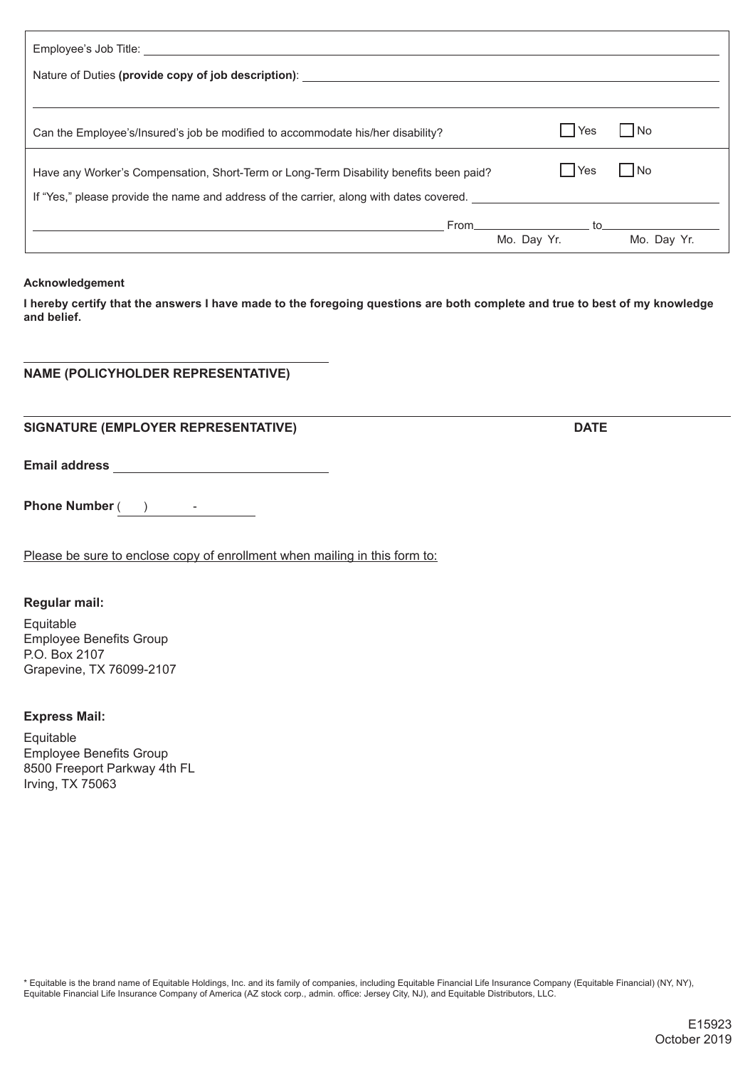Employee's Job Title: ___

Nature of Duties **(provide copy of job description)**: ___

Can the Employee's/Insured's job be modified to accommodate his/her disability? ☐ Yes ☐ No

Have any Worker's Compensation, Short-Term or Long-Term Disability benefits been paid? ☐ Yes ☐ No

If "Yes," please provide the name and address of the carrier, along with dates covered. ___

___ From ___ to ___

Mo. Day Yr. Mo. Day Yr.

**Acknowledgement**

**I hereby certify that the answers I have made to the foregoing questions are both complete and true to best of my knowledge and belief.**

___

**NAME (POLICYHOLDER REPRESENTATIVE)**

___

**SIGNATURE (EMPLOYER REPRESENTATIVE)** **DATE**

**Email address** ___

**Phone Number** ( ) -

Please be sure to enclose copy of enrollment when mailing in this form to:

**Regular mail:**

Equitable
Employee Benefits Group
P.O. Box 2107
Grapevine, TX 76099-2107

**Express Mail:**

Equitable
Employee Benefits Group
8500 Freeport Parkway 4th FL
Irving, TX 75063

* Equitable is the brand name of Equitable Holdings, Inc. and its family of companies, including Equitable Financial Life Insurance Company (Equitable Financial) (NY, NY), Equitable Financial Life Insurance Company of America (AZ stock corp., admin. office: Jersey City, NJ), and Equitable Distributors, LLC.

E15923
October 2019